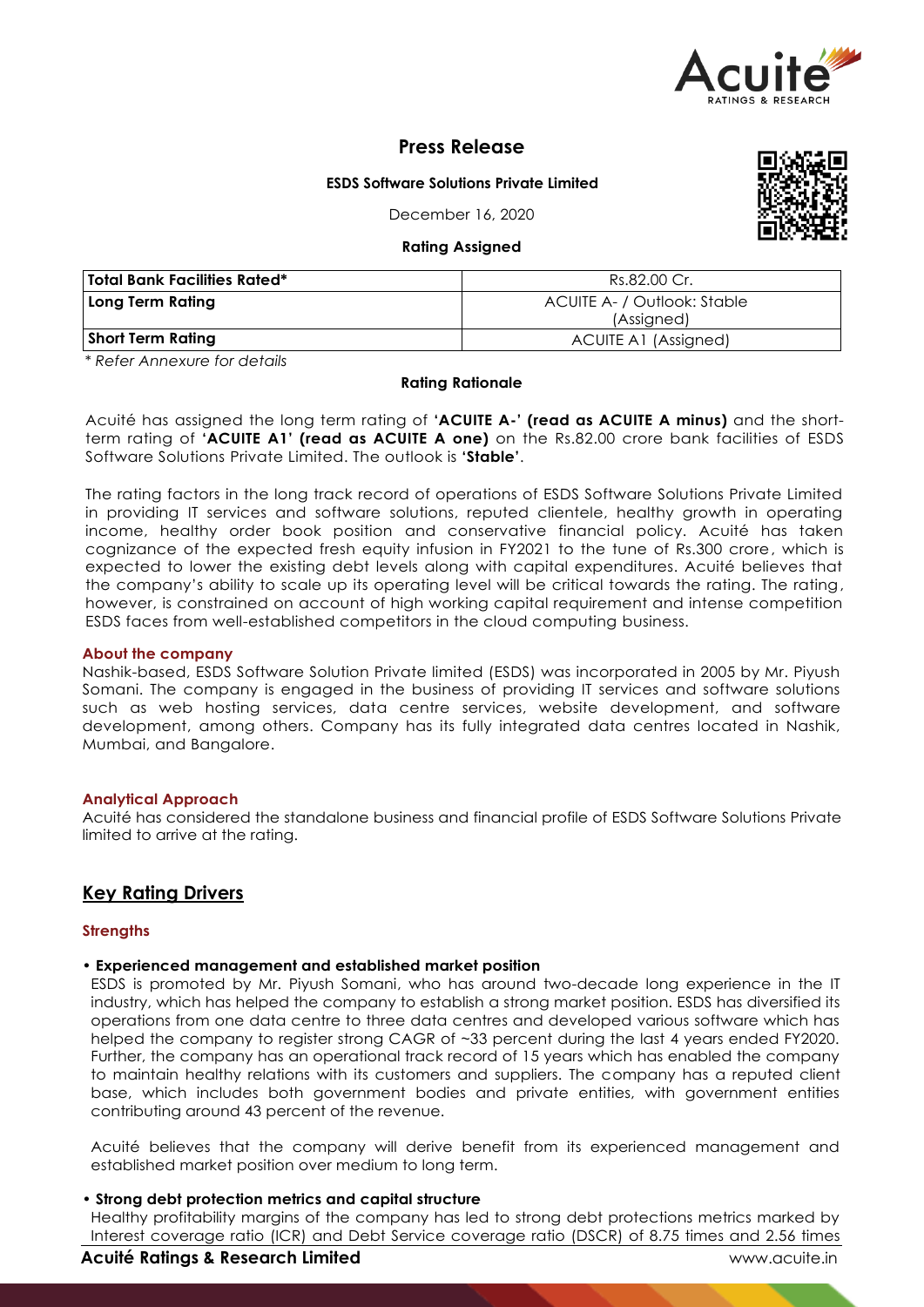# Press Release

**ESDS Software Solutions Private Limited**

December 16, 2020

**Rating Assigned**

| **Total Bank Facilities Rated*** | Rs.82.00 Cr. |
|---|---|
| **Long Term Rating** | ACUITE A- / Outlook: Stable (Assigned) |
| **Short Term Rating** | ACUITE A1 (Assigned) |

*\* Refer Annexure for details*

**Rating Rationale**

Acuité has assigned the long term rating of **'ACUITE A-' (read as ACUITE A minus)** and the short-term rating of **'ACUITE A1' (read as ACUITE A one)** on the Rs.82.00 crore bank facilities of ESDS Software Solutions Private Limited. The outlook is **'Stable'**.

The rating factors in the long track record of operations of ESDS Software Solutions Private Limited in providing IT services and software solutions, reputed clientele, healthy growth in operating income, healthy order book position and conservative financial policy. Acuité has taken cognizance of the expected fresh equity infusion in FY2021 to the tune of Rs.300 crore, which is expected to lower the existing debt levels along with capital expenditures. Acuité believes that the company's ability to scale up its operating level will be critical towards the rating. The rating, however, is constrained on account of high working capital requirement and intense competition ESDS faces from well-established competitors in the cloud computing business.

### About the company

Nashik-based, ESDS Software Solution Private limited (ESDS) was incorporated in 2005 by Mr. Piyush Somani. The company is engaged in the business of providing IT services and software solutions such as web hosting services, data centre services, website development, and software development, among others. Company has its fully integrated data centres located in Nashik, Mumbai, and Bangalore.

### Analytical Approach

Acuité has considered the standalone business and financial profile of ESDS Software Solutions Private limited to arrive at the rating.

## Key Rating Drivers

### Strengths

- **Experienced management and established market position**

  ESDS is promoted by Mr. Piyush Somani, who has around two-decade long experience in the IT industry, which has helped the company to establish a strong market position. ESDS has diversified its operations from one data centre to three data centres and developed various software which has helped the company to register strong CAGR of ~33 percent during the last 4 years ended FY2020. Further, the company has an operational track record of 15 years which has enabled the company to maintain healthy relations with its customers and suppliers. The company has a reputed client base, which includes both government bodies and private entities, with government entities contributing around 43 percent of the revenue.

  Acuité believes that the company will derive benefit from its experienced management and established market position over medium to long term.

- **Strong debt protection metrics and capital structure**

  Healthy profitability margins of the company has led to strong debt protections metrics marked by Interest coverage ratio (ICR) and Debt Service coverage ratio (DSCR) of 8.75 times and 2.56 times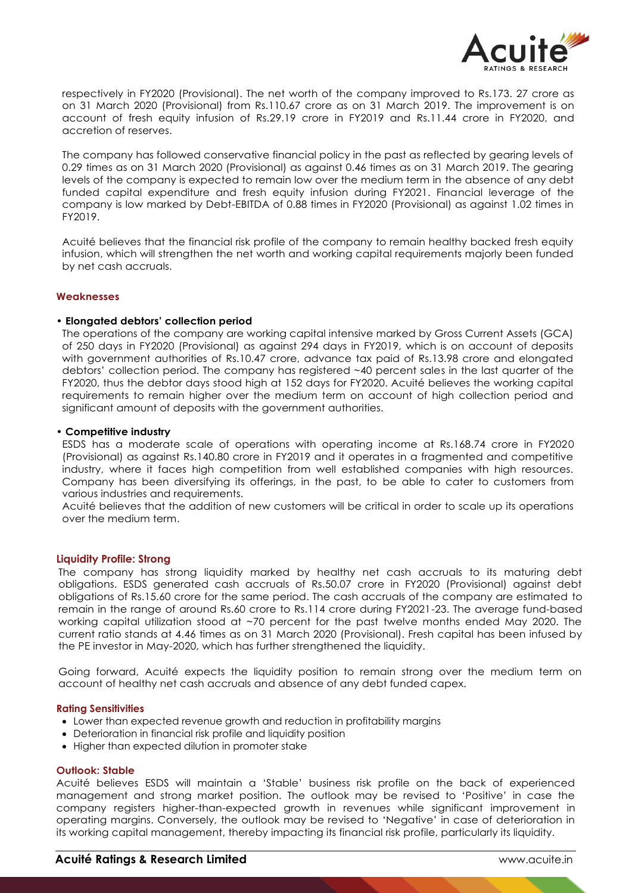respectively in FY2020 (Provisional). The net worth of the company improved to Rs.173. 27 crore as on 31 March 2020 (Provisional) from Rs.110.67 crore as on 31 March 2019. The improvement is on account of fresh equity infusion of Rs.29.19 crore in FY2019 and Rs.11.44 crore in FY2020, and accretion of reserves.

The company has followed conservative financial policy in the past as reflected by gearing levels of 0.29 times as on 31 March 2020 (Provisional) as against 0.46 times as on 31 March 2019. The gearing levels of the company is expected to remain low over the medium term in the absence of any debt funded capital expenditure and fresh equity infusion during FY2021. Financial leverage of the company is low marked by Debt-EBITDA of 0.88 times in FY2020 (Provisional) as against 1.02 times in FY2019.

Acuité believes that the financial risk profile of the company to remain healthy backed fresh equity infusion, which will strengthen the net worth and working capital requirements majorly been funded by net cash accruals.

### Weaknesses

**• Elongated debtors' collection period**

The operations of the company are working capital intensive marked by Gross Current Assets (GCA) of 250 days in FY2020 (Provisional) as against 294 days in FY2019, which is on account of deposits with government authorities of Rs.10.47 crore, advance tax paid of Rs.13.98 crore and elongated debtors' collection period. The company has registered ~40 percent sales in the last quarter of the FY2020, thus the debtor days stood high at 152 days for FY2020. Acuité believes the working capital requirements to remain higher over the medium term on account of high collection period and significant amount of deposits with the government authorities.

**• Competitive industry**

ESDS has a moderate scale of operations with operating income at Rs.168.74 crore in FY2020 (Provisional) as against Rs.140.80 crore in FY2019 and it operates in a fragmented and competitive industry, where it faces high competition from well established companies with high resources. Company has been diversifying its offerings, in the past, to be able to cater to customers from various industries and requirements.

Acuité believes that the addition of new customers will be critical in order to scale up its operations over the medium term.

### Liquidity Profile: Strong

The company has strong liquidity marked by healthy net cash accruals to its maturing debt obligations. ESDS generated cash accruals of Rs.50.07 crore in FY2020 (Provisional) against debt obligations of Rs.15.60 crore for the same period. The cash accruals of the company are estimated to remain in the range of around Rs.60 crore to Rs.114 crore during FY2021-23. The average fund-based working capital utilization stood at ~70 percent for the past twelve months ended May 2020. The current ratio stands at 4.46 times as on 31 March 2020 (Provisional). Fresh capital has been infused by the PE investor in May-2020, which has further strengthened the liquidity.

Going forward, Acuité expects the liquidity position to remain strong over the medium term on account of healthy net cash accruals and absence of any debt funded capex.

### Rating Sensitivities

- Lower than expected revenue growth and reduction in profitability margins
- Deterioration in financial risk profile and liquidity position
- Higher than expected dilution in promoter stake

### Outlook: Stable

Acuité believes ESDS will maintain a 'Stable' business risk profile on the back of experienced management and strong market position. The outlook may be revised to 'Positive' in case the company registers higher-than-expected growth in revenues while significant improvement in operating margins. Conversely, the outlook may be revised to 'Negative' in case of deterioration in its working capital management, thereby impacting its financial risk profile, particularly its liquidity.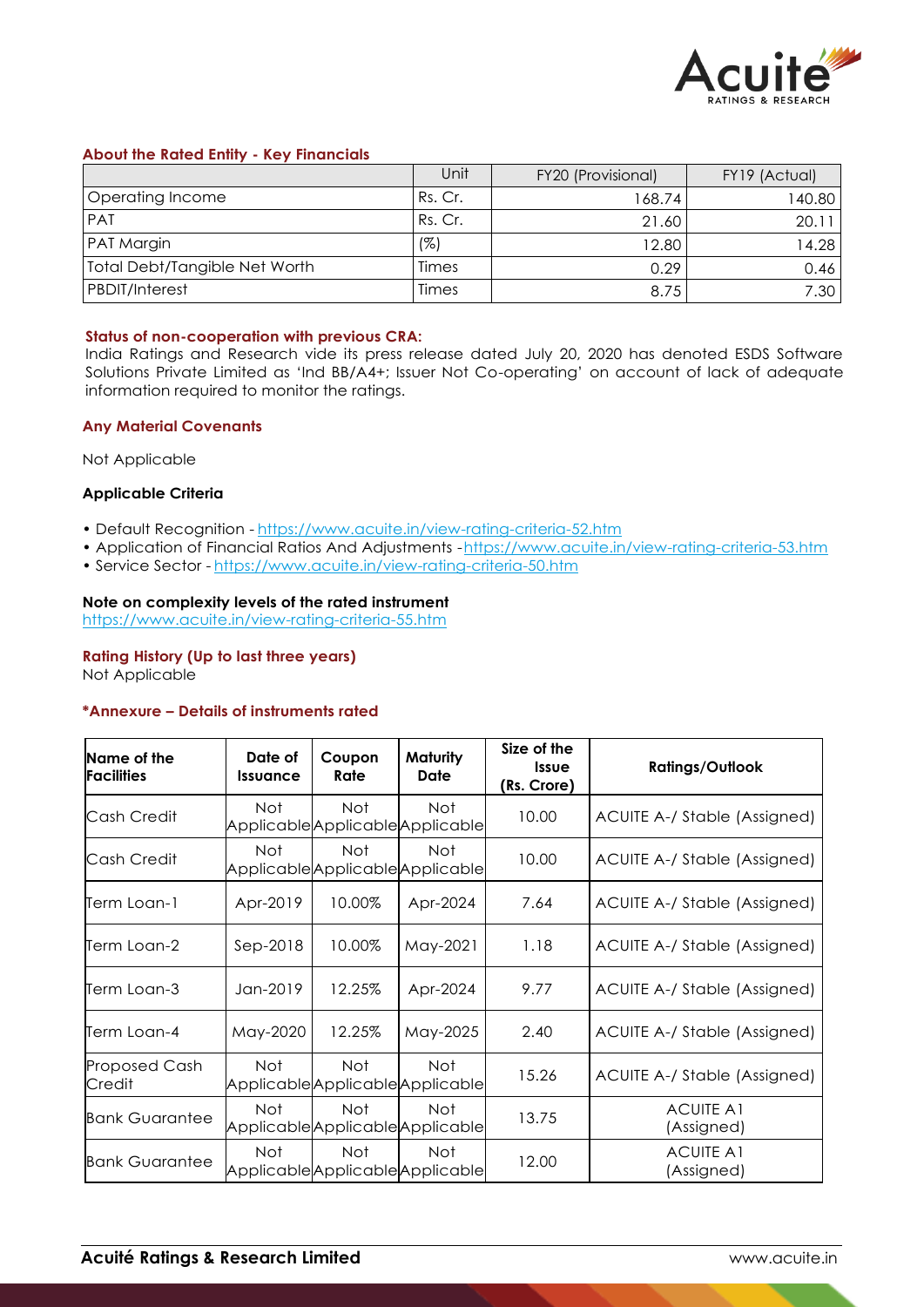### About the Rated Entity - Key Financials

| | Unit | FY20 (Provisional) | FY19 (Actual) |
|---|---|---|---|
| Operating Income | Rs. Cr. | 168.74 | 140.80 |
| PAT | Rs. Cr. | 21.60 | 20.11 |
| PAT Margin | (%) | 12.80 | 14.28 |
| Total Debt/Tangible Net Worth | Times | 0.29 | 0.46 |
| PBDIT/Interest | Times | 8.75 | 7.30 |

### Status of non-cooperation with previous CRA:

India Ratings and Research vide its press release dated July 20, 2020 has denoted ESDS Software Solutions Private Limited as 'Ind BB/A4+; Issuer Not Co-operating' on account of lack of adequate information required to monitor the ratings.

### Any Material Covenants

Not Applicable

### Applicable Criteria

- Default Recognition - https://www.acuite.in/view-rating-criteria-52.htm
- Application of Financial Ratios And Adjustments - https://www.acuite.in/view-rating-criteria-53.htm
- Service Sector - https://www.acuite.in/view-rating-criteria-50.htm

### Note on complexity levels of the rated instrument

https://www.acuite.in/view-rating-criteria-55.htm

### Rating History (Up to last three years)

Not Applicable

### *Annexure – Details of instruments rated

| Name of the Facilities | Date of Issuance | Coupon Rate | Maturity Date | Size of the Issue (Rs. Crore) | Ratings/Outlook |
|---|---|---|---|---|---|
| Cash Credit | Not Applicable | Not Applicable | Not Applicable | 10.00 | ACUITE A-/ Stable (Assigned) |
| Cash Credit | Not Applicable | Not Applicable | Not Applicable | 10.00 | ACUITE A-/ Stable (Assigned) |
| Term Loan-1 | Apr-2019 | 10.00% | Apr-2024 | 7.64 | ACUITE A-/ Stable (Assigned) |
| Term Loan-2 | Sep-2018 | 10.00% | May-2021 | 1.18 | ACUITE A-/ Stable (Assigned) |
| Term Loan-3 | Jan-2019 | 12.25% | Apr-2024 | 9.77 | ACUITE A-/ Stable (Assigned) |
| Term Loan-4 | May-2020 | 12.25% | May-2025 | 2.40 | ACUITE A-/ Stable (Assigned) |
| Proposed Cash Credit | Not Applicable | Not Applicable | Not Applicable | 15.26 | ACUITE A-/ Stable (Assigned) |
| Bank Guarantee | Not Applicable | Not Applicable | Not Applicable | 13.75 | ACUITE A1 (Assigned) |
| Bank Guarantee | Not Applicable | Not Applicable | Not Applicable | 12.00 | ACUITE A1 (Assigned) |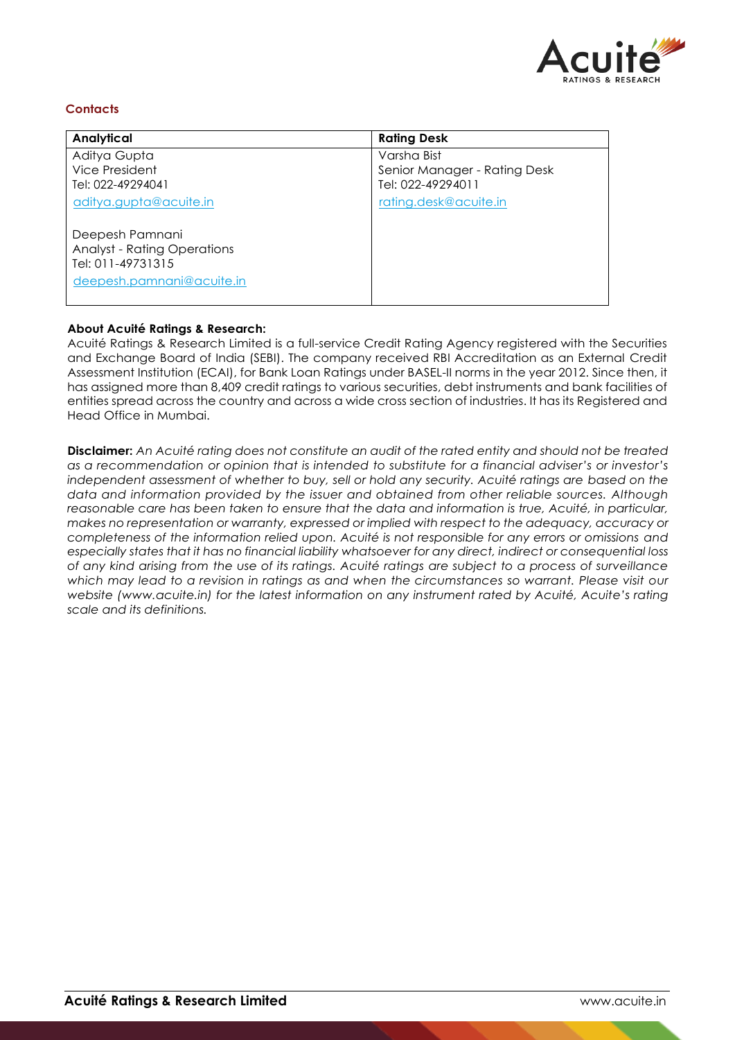## Contacts

| Analytical | Rating Desk |
|---|---|
| Aditya Gupta<br>Vice President<br>Tel: 022-49294041<br>aditya.gupta@acuite.in<br><br>Deepesh Pamnani<br>Analyst - Rating Operations<br>Tel: 011-49731315<br>deepesh.pamnani@acuite.in | Varsha Bist<br>Senior Manager - Rating Desk<br>Tel: 022-49294011<br>rating.desk@acuite.in |

**About Acuité Ratings & Research:**
Acuité Ratings & Research Limited is a full-service Credit Rating Agency registered with the Securities and Exchange Board of India (SEBI). The company received RBI Accreditation as an External Credit Assessment Institution (ECAI), for Bank Loan Ratings under BASEL-II norms in the year 2012. Since then, it has assigned more than 8,409 credit ratings to various securities, debt instruments and bank facilities of entities spread across the country and across a wide cross section of industries. It has its Registered and Head Office in Mumbai.

**Disclaimer:** *An Acuité rating does not constitute an audit of the rated entity and should not be treated as a recommendation or opinion that is intended to substitute for a financial adviser's or investor's independent assessment of whether to buy, sell or hold any security. Acuité ratings are based on the data and information provided by the issuer and obtained from other reliable sources. Although reasonable care has been taken to ensure that the data and information is true, Acuité, in particular, makes no representation or warranty, expressed or implied with respect to the adequacy, accuracy or completeness of the information relied upon. Acuité is not responsible for any errors or omissions and especially states that it has no financial liability whatsoever for any direct, indirect or consequential loss of any kind arising from the use of its ratings. Acuité ratings are subject to a process of surveillance which may lead to a revision in ratings as and when the circumstances so warrant. Please visit our website (www.acuite.in) for the latest information on any instrument rated by Acuité, Acuite's rating scale and its definitions.*